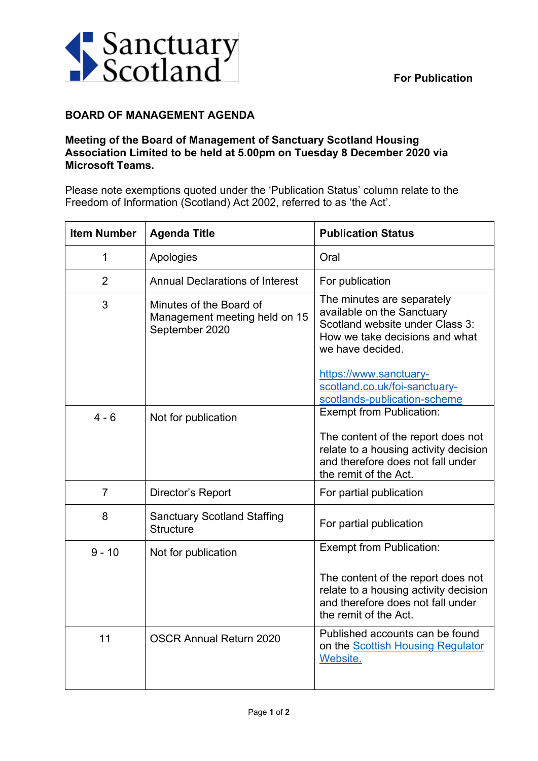Sanctuary Scotland

**For Publication**

**BOARD OF MANAGEMENT AGENDA**

**Meeting of the Board of Management of Sanctuary Scotland Housing Association Limited to be held at 5.00pm on Tuesday 8 December 2020 via Microsoft Teams.**

Please note exemptions quoted under the 'Publication Status' column relate to the Freedom of Information (Scotland) Act 2002, referred to as 'the Act'.

| Item Number | Agenda Title | Publication Status |
| --- | --- | --- |
| 1 | Apologies | Oral |
| 2 | Annual Declarations of Interest | For publication |
| 3 | Minutes of the Board of Management meeting held on 15 September 2020 | The minutes are separately available on the Sanctuary Scotland website under Class 3: How we take decisions and what we have decided. <br><br> https://www.sanctuary-scotland.co.uk/foi-sanctuary-scotlands-publication-scheme |
| 4 - 6 | Not for publication | Exempt from Publication: <br><br> The content of the report does not relate to a housing activity decision and therefore does not fall under the remit of the Act. |
| 7 | Director's Report | For partial publication |
| 8 | Sanctuary Scotland Staffing Structure | For partial publication |
| 9 - 10 | Not for publication | Exempt from Publication: <br><br> The content of the report does not relate to a housing activity decision and therefore does not fall under the remit of the Act. |
| 11 | OSCR Annual Return 2020 | Published accounts can be found on the Scottish Housing Regulator Website. |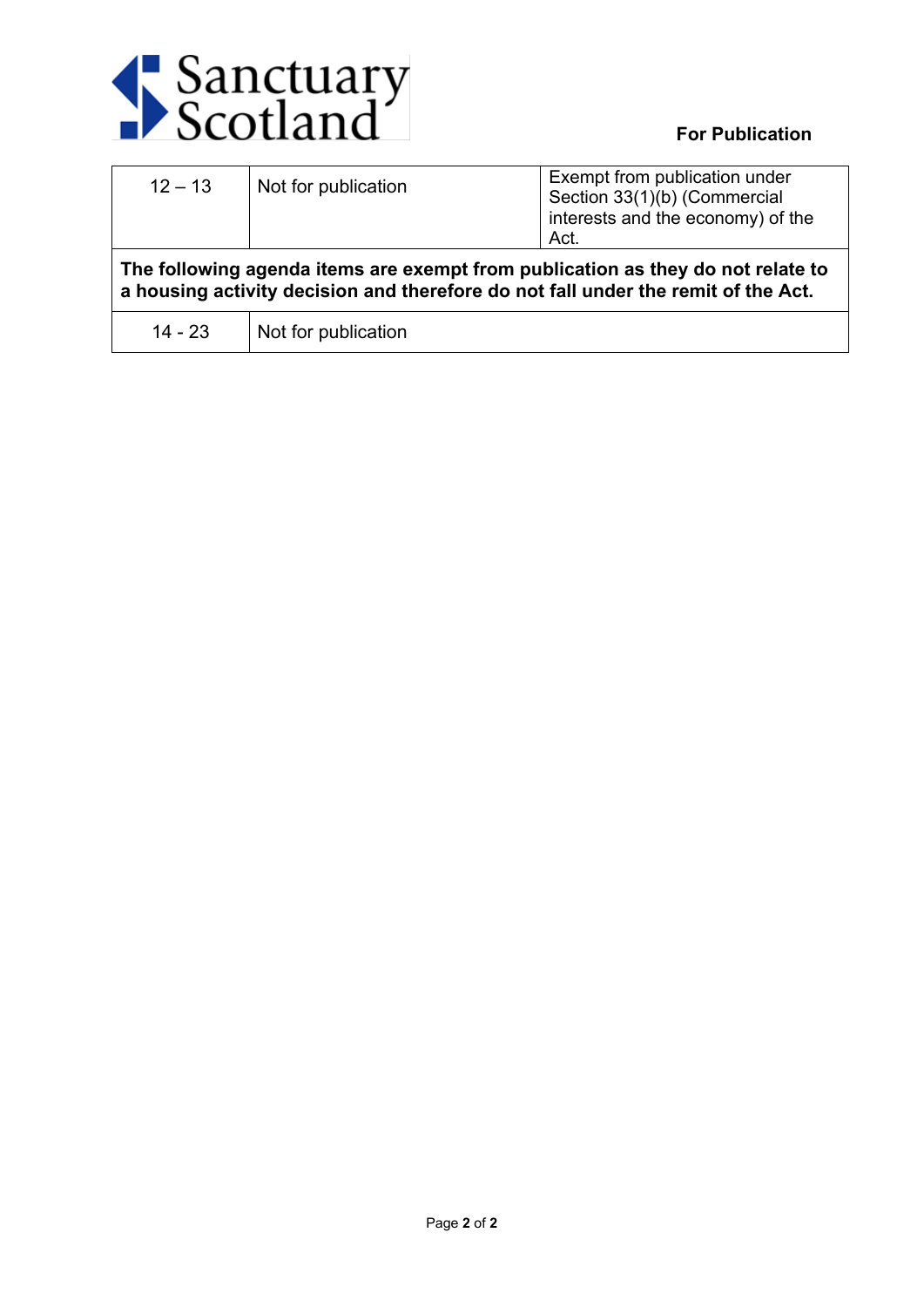**For Publication**

| | | |
|---|---|---|
| 12 – 13 | Not for publication | Exempt from publication under Section 33(1)(b) (Commercial interests and the economy) of the Act. |
| **The following agenda items are exempt from publication as they do not relate to a housing activity decision and therefore do not fall under the remit of the Act.** | | |
| 14 - 23 | Not for publication | |